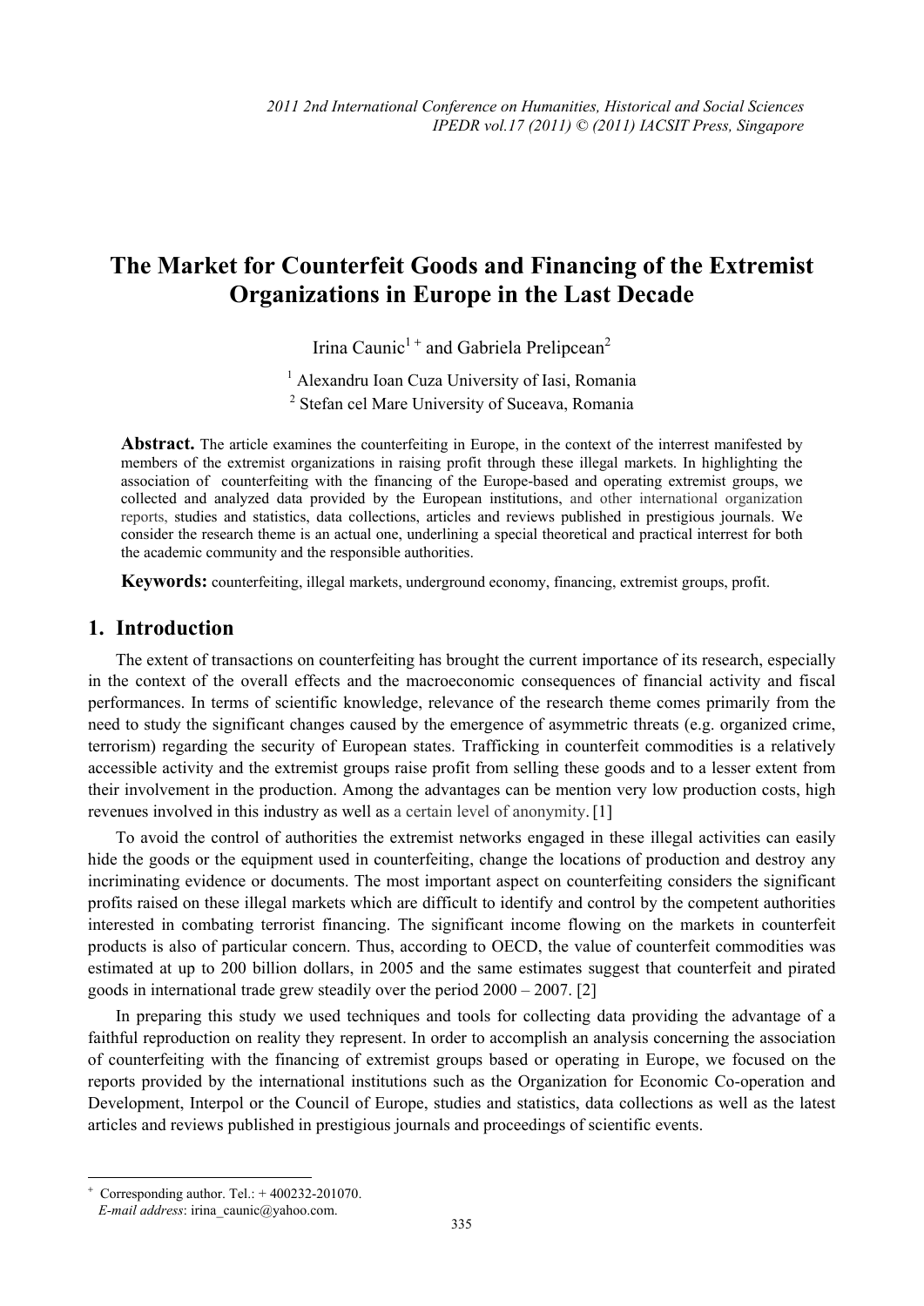# The Market for Counterfeit Goods and Financing of the Extremist Organizations in Europe in the Last Decade

Irina Caunic[1 +] and Gabriela Prelipcean[2]

[1] Alexandru Ioan Cuza University of Iasi, Romania

[2] Stefan cel Mare University of Suceava, Romania

**Abstract.** The article examines the counterfeiting in Europe, in the context of the interrest manifested by members of the extremist organizations in raising profit through these illegal markets. In highlighting the association of counterfeiting with the financing of the Europe-based and operating extremist groups, we collected and analyzed data provided by the European institutions, and other international organization reports, studies and statistics, data collections, articles and reviews published in prestigious journals. We consider the research theme is an actual one, underlining a special theoretical and practical interrest for both the academic community and the responsible authorities.

**Keywords:** counterfeiting, illegal markets, underground economy, financing, extremist groups, profit.

## 1. Introduction

The extent of transactions on counterfeiting has brought the current importance of its research, especially in the context of the overall effects and the macroeconomic consequences of financial activity and fiscal performances. In terms of scientific knowledge, relevance of the research theme comes primarily from the need to study the significant changes caused by the emergence of asymmetric threats (e.g. organized crime, terrorism) regarding the security of European states. Trafficking in counterfeit commodities is a relatively accessible activity and the extremist groups raise profit from selling these goods and to a lesser extent from their involvement in the production. Among the advantages can be mention very low production costs, high revenues involved in this industry as well as a certain level of anonymity. [1]

To avoid the control of authorities the extremist networks engaged in these illegal activities can easily hide the goods or the equipment used in counterfeiting, change the locations of production and destroy any incriminating evidence or documents. The most important aspect on counterfeiting considers the significant profits raised on these illegal markets which are difficult to identify and control by the competent authorities interested in combating terrorist financing. The significant income flowing on the markets in counterfeit products is also of particular concern. Thus, according to OECD, the value of counterfeit commodities was estimated at up to 200 billion dollars, in 2005 and the same estimates suggest that counterfeit and pirated goods in international trade grew steadily over the period 2000 – 2007. [2]

In preparing this study we used techniques and tools for collecting data providing the advantage of a faithful reproduction on reality they represent. In order to accomplish an analysis concerning the association of counterfeiting with the financing of extremist groups based or operating in Europe, we focused on the reports provided by the international institutions such as the Organization for Economic Co-operation and Development, Interpol or the Council of Europe, studies and statistics, data collections as well as the latest articles and reviews published in prestigious journals and proceedings of scientific events.

---

[+] Corresponding author. Tel.: + 400232-201070.
*E-mail address*: irina_caunic@yahoo.com.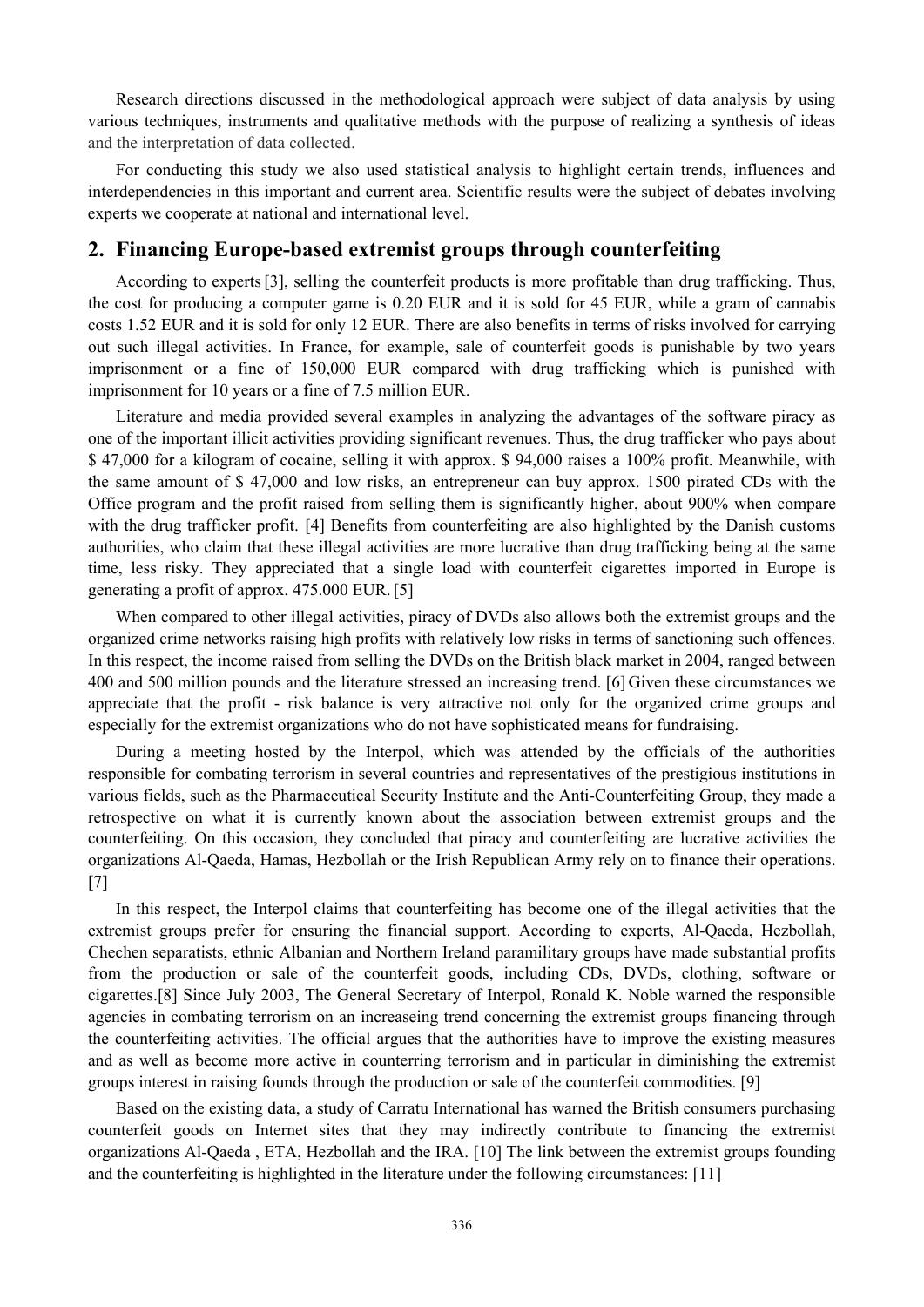Research directions discussed in the methodological approach were subject of data analysis by using various techniques, instruments and qualitative methods with the purpose of realizing a synthesis of ideas and the interpretation of data collected.

For conducting this study we also used statistical analysis to highlight certain trends, influences and interdependencies in this important and current area. Scientific results were the subject of debates involving experts we cooperate at national and international level.

## 2. Financing Europe-based extremist groups through counterfeiting

According to experts [3], selling the counterfeit products is more profitable than drug trafficking. Thus, the cost for producing a computer game is 0.20 EUR and it is sold for 45 EUR, while a gram of cannabis costs 1.52 EUR and it is sold for only 12 EUR. There are also benefits in terms of risks involved for carrying out such illegal activities. In France, for example, sale of counterfeit goods is punishable by two years imprisonment or a fine of 150,000 EUR compared with drug trafficking which is punished with imprisonment for 10 years or a fine of 7.5 million EUR.

Literature and media provided several examples in analyzing the advantages of the software piracy as one of the important illicit activities providing significant revenues. Thus, the drug trafficker who pays about $ 47,000 for a kilogram of cocaine, selling it with approx. $ 94,000 raises a 100% profit. Meanwhile, with the same amount of $ 47,000 and low risks, an entrepreneur can buy approx. 1500 pirated CDs with the Office program and the profit raised from selling them is significantly higher, about 900% when compare with the drug trafficker profit. [4] Benefits from counterfeiting are also highlighted by the Danish customs authorities, who claim that these illegal activities are more lucrative than drug trafficking being at the same time, less risky. They appreciated that a single load with counterfeit cigarettes imported in Europe is generating a profit of approx. 475.000 EUR. [5]

When compared to other illegal activities, piracy of DVDs also allows both the extremist groups and the organized crime networks raising high profits with relatively low risks in terms of sanctioning such offences. In this respect, the income raised from selling the DVDs on the British black market in 2004, ranged between 400 and 500 million pounds and the literature stressed an increasing trend. [6] Given these circumstances we appreciate that the profit - risk balance is very attractive not only for the organized crime groups and especially for the extremist organizations who do not have sophisticated means for fundraising.

During a meeting hosted by the Interpol, which was attended by the officials of the authorities responsible for combating terrorism in several countries and representatives of the prestigious institutions in various fields, such as the Pharmaceutical Security Institute and the Anti-Counterfeiting Group, they made a retrospective on what it is currently known about the association between extremist groups and the counterfeiting. On this occasion, they concluded that piracy and counterfeiting are lucrative activities the organizations Al-Qaeda, Hamas, Hezbollah or the Irish Republican Army rely on to finance their operations. [7]

In this respect, the Interpol claims that counterfeiting has become one of the illegal activities that the extremist groups prefer for ensuring the financial support. According to experts, Al-Qaeda, Hezbollah, Chechen separatists, ethnic Albanian and Northern Ireland paramilitary groups have made substantial profits from the production or sale of the counterfeit goods, including CDs, DVDs, clothing, software or cigarettes.[8] Since July 2003, The General Secretary of Interpol, Ronald K. Noble warned the responsible agencies in combating terrorism on an increaseing trend concerning the extremist groups financing through the counterfeiting activities. The official argues that the authorities have to improve the existing measures and as well as become more active in counterring terrorism and in particular in diminishing the extremist groups interest in raising founds through the production or sale of the counterfeit commodities. [9]

Based on the existing data, a study of Carratu International has warned the British consumers purchasing counterfeit goods on Internet sites that they may indirectly contribute to financing the extremist organizations Al-Qaeda , ETA, Hezbollah and the IRA. [10] The link between the extremist groups founding and the counterfeiting is highlighted in the literature under the following circumstances: [11]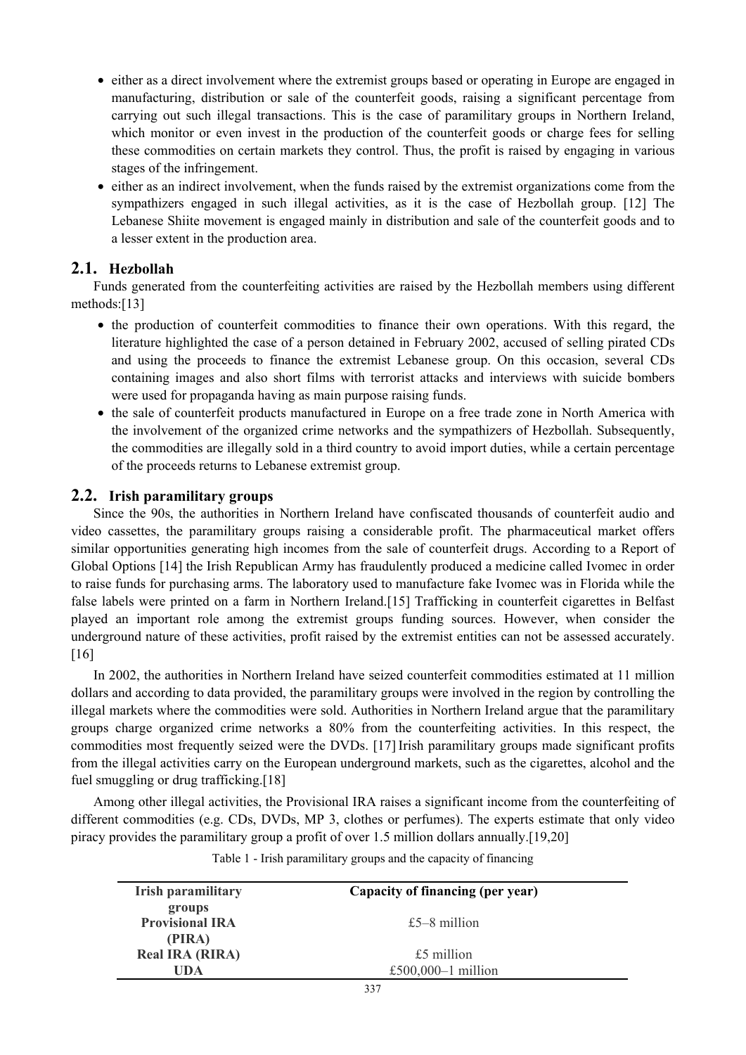- either as a direct involvement where the extremist groups based or operating in Europe are engaged in manufacturing, distribution or sale of the counterfeit goods, raising a significant percentage from carrying out such illegal transactions. This is the case of paramilitary groups in Northern Ireland, which monitor or even invest in the production of the counterfeit goods or charge fees for selling these commodities on certain markets they control. Thus, the profit is raised by engaging in various stages of the infringement.
- either as an indirect involvement, when the funds raised by the extremist organizations come from the sympathizers engaged in such illegal activities, as it is the case of Hezbollah group. [12] The Lebanese Shiite movement is engaged mainly in distribution and sale of the counterfeit goods and to a lesser extent in the production area.

## 2.1. Hezbollah

Funds generated from the counterfeiting activities are raised by the Hezbollah members using different methods:[13]

- the production of counterfeit commodities to finance their own operations. With this regard, the literature highlighted the case of a person detained in February 2002, accused of selling pirated CDs and using the proceeds to finance the extremist Lebanese group. On this occasion, several CDs containing images and also short films with terrorist attacks and interviews with suicide bombers were used for propaganda having as main purpose raising funds.
- the sale of counterfeit products manufactured in Europe on a free trade zone in North America with the involvement of the organized crime networks and the sympathizers of Hezbollah. Subsequently, the commodities are illegally sold in a third country to avoid import duties, while a certain percentage of the proceeds returns to Lebanese extremist group.

## 2.2. Irish paramilitary groups

Since the 90s, the authorities in Northern Ireland have confiscated thousands of counterfeit audio and video cassettes, the paramilitary groups raising a considerable profit. The pharmaceutical market offers similar opportunities generating high incomes from the sale of counterfeit drugs. According to a Report of Global Options [14] the Irish Republican Army has fraudulently produced a medicine called Ivomec in order to raise funds for purchasing arms. The laboratory used to manufacture fake Ivomec was in Florida while the false labels were printed on a farm in Northern Ireland.[15] Trafficking in counterfeit cigarettes in Belfast played an important role among the extremist groups funding sources. However, when consider the underground nature of these activities, profit raised by the extremist entities can not be assessed accurately. [16]

In 2002, the authorities in Northern Ireland have seized counterfeit commodities estimated at 11 million dollars and according to data provided, the paramilitary groups were involved in the region by controlling the illegal markets where the commodities were sold. Authorities in Northern Ireland argue that the paramilitary groups charge organized crime networks a 80% from the counterfeiting activities. In this respect, the commodities most frequently seized were the DVDs. [17] Irish paramilitary groups made significant profits from the illegal activities carry on the European underground markets, such as the cigarettes, alcohol and the fuel smuggling or drug trafficking.[18]

Among other illegal activities, the Provisional IRA raises a significant income from the counterfeiting of different commodities (e.g. CDs, DVDs, MP 3, clothes or perfumes). The experts estimate that only video piracy provides the paramilitary group a profit of over 1.5 million dollars annually.[19,20]

Table 1 - Irish paramilitary groups and the capacity of financing

| Irish paramilitary groups | Capacity of financing (per year) |
|---|---|
| Provisional IRA (PIRA) | £5–8 million |
| Real IRA (RIRA) | £5 million |
| UDA | £500,000–1 million |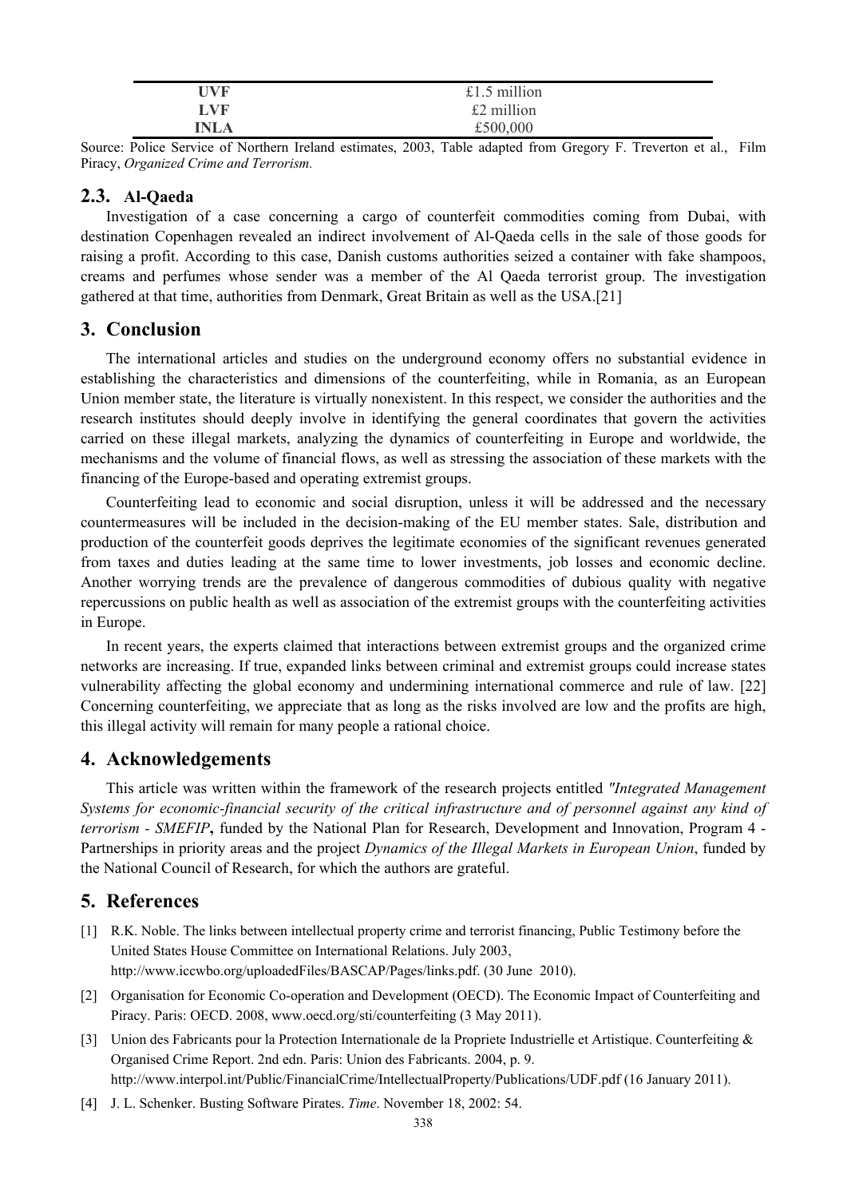| UVF | £1.5 million |
|---|---|
| LVF | £2 million |
| INLA | £500,000 |

Source: Police Service of Northern Ireland estimates, 2003, Table adapted from Gregory F. Treverton et al., Film Piracy, *Organized Crime and Terrorism.*

### 2.3. Al-Qaeda

Investigation of a case concerning a cargo of counterfeit commodities coming from Dubai, with destination Copenhagen revealed an indirect involvement of Al-Qaeda cells in the sale of those goods for raising a profit. According to this case, Danish customs authorities seized a container with fake shampoos, creams and perfumes whose sender was a member of the Al Qaeda terrorist group. The investigation gathered at that time, authorities from Denmark, Great Britain as well as the USA.[21]

## 3. Conclusion

The international articles and studies on the underground economy offers no substantial evidence in establishing the characteristics and dimensions of the counterfeiting, while in Romania, as an European Union member state, the literature is virtually nonexistent. In this respect, we consider the authorities and the research institutes should deeply involve in identifying the general coordinates that govern the activities carried on these illegal markets, analyzing the dynamics of counterfeiting in Europe and worldwide, the mechanisms and the volume of financial flows, as well as stressing the association of these markets with the financing of the Europe-based and operating extremist groups.

Counterfeiting lead to economic and social disruption, unless it will be addressed and the necessary countermeasures will be included in the decision-making of the EU member states. Sale, distribution and production of the counterfeit goods deprives the legitimate economies of the significant revenues generated from taxes and duties leading at the same time to lower investments, job losses and economic decline. Another worrying trends are the prevalence of dangerous commodities of dubious quality with negative repercussions on public health as well as association of the extremist groups with the counterfeiting activities in Europe.

In recent years, the experts claimed that interactions between extremist groups and the organized crime networks are increasing. If true, expanded links between criminal and extremist groups could increase states vulnerability affecting the global economy and undermining international commerce and rule of law. [22] Concerning counterfeiting, we appreciate that as long as the risks involved are low and the profits are high, this illegal activity will remain for many people a rational choice.

## 4. Acknowledgements

This article was written within the framework of the research projects entitled *"Integrated Management Systems for economic-financial security of the critical infrastructure and of personnel against any kind of terrorism - SMEFIP***,** funded by the National Plan for Research, Development and Innovation, Program 4 - Partnerships in priority areas and the project *Dynamics of the Illegal Markets in European Union*, funded by the National Council of Research, for which the authors are grateful.

## 5. References

[1] R.K. Noble. The links between intellectual property crime and terrorist financing, Public Testimony before the United States House Committee on International Relations. July 2003, http://www.iccwbo.org/uploadedFiles/BASCAP/Pages/links.pdf. (30 June 2010).

[2] Organisation for Economic Co-operation and Development (OECD). The Economic Impact of Counterfeiting and Piracy. Paris: OECD. 2008, www.oecd.org/sti/counterfeiting (3 May 2011).

[3] Union des Fabricants pour la Protection Internationale de la Propriete Industrielle et Artistique. Counterfeiting & Organised Crime Report. 2nd edn. Paris: Union des Fabricants. 2004, p. 9. http://www.interpol.int/Public/FinancialCrime/IntellectualProperty/Publications/UDF.pdf (16 January 2011).

[4] J. L. Schenker. Busting Software Pirates. *Time*. November 18, 2002: 54.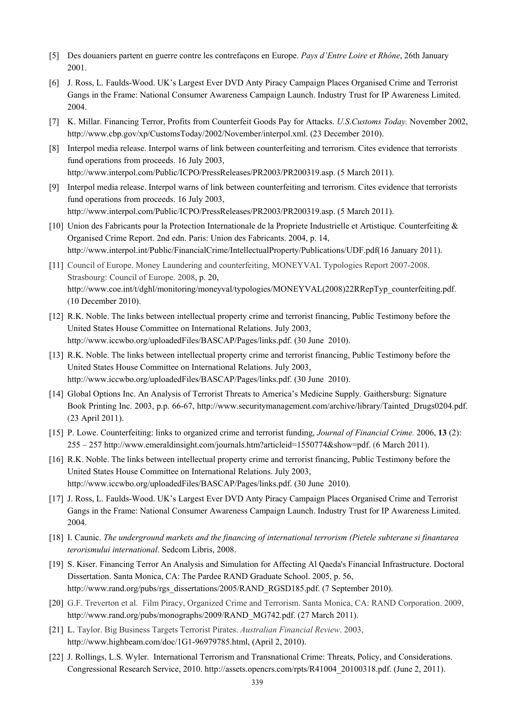[5] Des douaniers partent en guerre contre les contrefaçons en Europe. *Pays d'Entre Loire et Rhône*, 26th January 2001.

[6] J. Ross, L. Faulds-Wood. UK's Largest Ever DVD Anty Piracy Campaign Places Organised Crime and Terrorist Gangs in the Frame: National Consumer Awareness Campaign Launch. Industry Trust for IP Awareness Limited. 2004.

[7] K. Millar. Financing Terror, Profits from Counterfeit Goods Pay for Attacks. *U.S.Customs Today.* November 2002, http://www.cbp.gov/xp/CustomsToday/2002/November/interpol.xml. (23 December 2010).

[8] Interpol media release. Interpol warns of link between counterfeiting and terrorism. Cites evidence that terrorists fund operations from proceeds. 16 July 2003, http://www.interpol.com/Public/ICPO/PressReleases/PR2003/PR200319.asp. (5 March 2011).

[9] Interpol media release. Interpol warns of link between counterfeiting and terrorism. Cites evidence that terrorists fund operations from proceeds. 16 July 2003, http://www.interpol.com/Public/ICPO/PressReleases/PR2003/PR200319.asp. (5 March 2011).

[10] Union des Fabricants pour la Protection Internationale de la Propriete Industrielle et Artistique. Counterfeiting & Organised Crime Report. 2nd edn. Paris: Union des Fabricants. 2004, p. 14, http://www.interpol.int/Public/FinancialCrime/IntellectualProperty/Publications/UDF.pdf(16 January 2011).

[11] Council of Europe. Money Laundering and counterfeiting, MONEYVAL Typologies Report 2007-2008. Strasbourg: Council of Europe. 2008, p. 20, http://www.coe.int/t/dghl/monitoring/moneyval/typologies/MONEYVAL(2008)22RRepTyp_counterfeiting.pdf. (10 December 2010).

[12] R.K. Noble. The links between intellectual property crime and terrorist financing, Public Testimony before the United States House Committee on International Relations. July 2003, http://www.iccwbo.org/uploadedFiles/BASCAP/Pages/links.pdf. (30 June 2010).

[13] R.K. Noble. The links between intellectual property crime and terrorist financing, Public Testimony before the United States House Committee on International Relations. July 2003, http://www.iccwbo.org/uploadedFiles/BASCAP/Pages/links.pdf. (30 June 2010).

[14] Global Options Inc. An Analysis of Terrorist Threats to America's Medicine Supply. Gaithersburg: Signature Book Printing Inc. 2003, p.p. 66-67, http://www.securitymanagement.com/archive/library/Tainted_Drugs0204.pdf. (23 April 2011).

[15] P. Lowe. Counterfeiting: links to organized crime and terrorist funding, *Journal of Financial Crime.* 2006, **13** (2): 255 – 257 http://www.emeraldinsight.com/journals.htm?articleid=1550774&show=pdf. (6 March 2011).

[16] R.K. Noble. The links between intellectual property crime and terrorist financing, Public Testimony before the United States House Committee on International Relations. July 2003, http://www.iccwbo.org/uploadedFiles/BASCAP/Pages/links.pdf. (30 June 2010).

[17] J. Ross, L. Faulds-Wood. UK's Largest Ever DVD Anty Piracy Campaign Places Organised Crime and Terrorist Gangs in the Frame: National Consumer Awareness Campaign Launch. Industry Trust for IP Awareness Limited. 2004.

[18] I. Caunic. *The underground markets and the financing of international terrorism (Pietele subterane si finantarea terorismului international*. Sedcom Libris, 2008.

[19] S. Kiser. Financing Terror An Analysis and Simulation for Affecting Al Qaeda's Financial Infrastructure. Doctoral Dissertation. Santa Monica, CA: The Pardee RAND Graduate School. 2005, p. 56, http://www.rand.org/pubs/rgs_dissertations/2005/RAND_RGSD185.pdf. (7 September 2010).

[20] G.F. Treverton et al. Film Piracy, Organized Crime and Terrorism. Santa Monica, CA: RAND Corporation. 2009, http://www.rand.org/pubs/monographs/2009/RAND_MG742.pdf. (27 March 2011).

[21] L. Taylor. Big Business Targets Terrorist Pirates. *Australian Financial Review*. 2003, http://www.highbeam.com/doc/1G1-96979785.html, (April 2, 2010).

[22] J. Rollings, L.S. Wyler. International Terrorism and Transnational Crime: Threats, Policy, and Considerations. Congressional Research Service, 2010. http://assets.opencrs.com/rpts/R41004_20100318.pdf. (June 2, 2011).